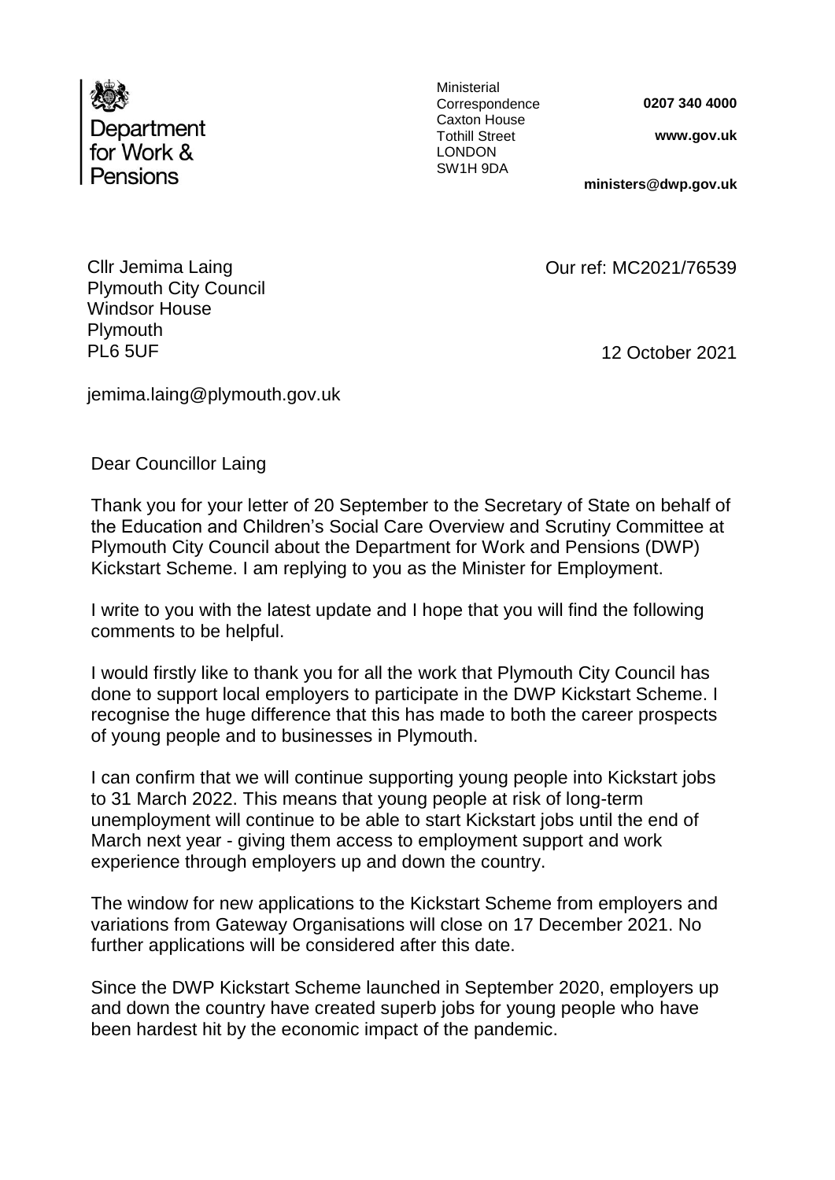Department for Work & Pensions

Ministerial Correspondence
Caxton House
Tothill Street
LONDON
SW1H 9DA

**0207 340 4000**

**www.gov.uk**

**ministers@dwp.gov.uk**

Cllr Jemima Laing
Plymouth City Council
Windsor House
Plymouth
PL6 5UF

jemima.laing@plymouth.gov.uk

Our ref: MC2021/76539

12 October 2021

Dear Councillor Laing

Thank you for your letter of 20 September to the Secretary of State on behalf of the Education and Children's Social Care Overview and Scrutiny Committee at Plymouth City Council about the Department for Work and Pensions (DWP) Kickstart Scheme. I am replying to you as the Minister for Employment.

I write to you with the latest update and I hope that you will find the following comments to be helpful.

I would firstly like to thank you for all the work that Plymouth City Council has done to support local employers to participate in the DWP Kickstart Scheme. I recognise the huge difference that this has made to both the career prospects of young people and to businesses in Plymouth.

I can confirm that we will continue supporting young people into Kickstart jobs to 31 March 2022. This means that young people at risk of long-term unemployment will continue to be able to start Kickstart jobs until the end of March next year - giving them access to employment support and work experience through employers up and down the country.

The window for new applications to the Kickstart Scheme from employers and variations from Gateway Organisations will close on 17 December 2021. No further applications will be considered after this date.

Since the DWP Kickstart Scheme launched in September 2020, employers up and down the country have created superb jobs for young people who have been hardest hit by the economic impact of the pandemic.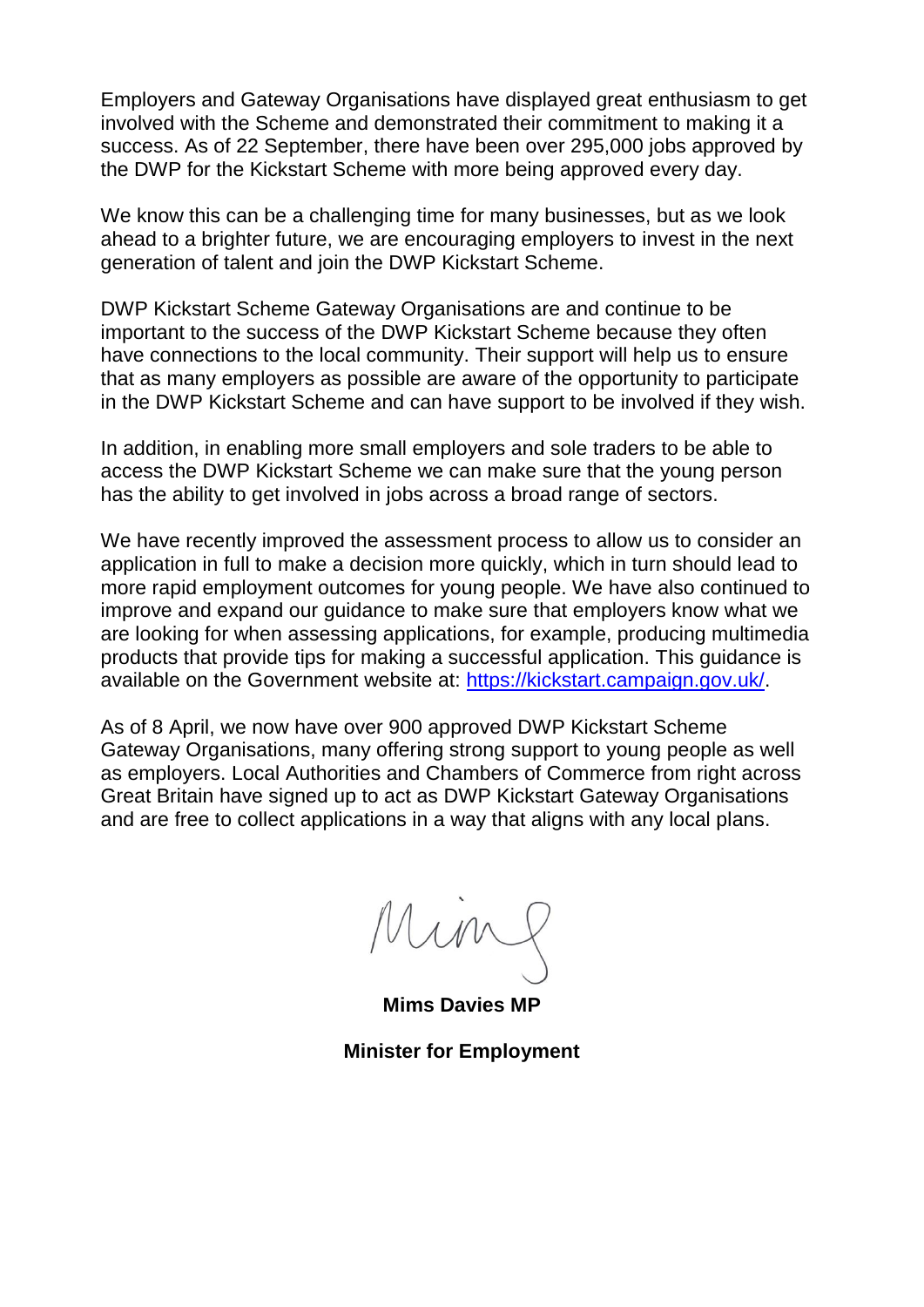Employers and Gateway Organisations have displayed great enthusiasm to get involved with the Scheme and demonstrated their commitment to making it a success. As of 22 September, there have been over 295,000 jobs approved by the DWP for the Kickstart Scheme with more being approved every day.

We know this can be a challenging time for many businesses, but as we look ahead to a brighter future, we are encouraging employers to invest in the next generation of talent and join the DWP Kickstart Scheme.

DWP Kickstart Scheme Gateway Organisations are and continue to be important to the success of the DWP Kickstart Scheme because they often have connections to the local community. Their support will help us to ensure that as many employers as possible are aware of the opportunity to participate in the DWP Kickstart Scheme and can have support to be involved if they wish.

In addition, in enabling more small employers and sole traders to be able to access the DWP Kickstart Scheme we can make sure that the young person has the ability to get involved in jobs across a broad range of sectors.

We have recently improved the assessment process to allow us to consider an application in full to make a decision more quickly, which in turn should lead to more rapid employment outcomes for young people. We have also continued to improve and expand our guidance to make sure that employers know what we are looking for when assessing applications, for example, producing multimedia products that provide tips for making a successful application. This guidance is available on the Government website at: [https://kickstart.campaign.gov.uk/](https://kickstart.campaign.gov.uk/).

As of 8 April, we now have over 900 approved DWP Kickstart Scheme Gateway Organisations, many offering strong support to young people as well as employers. Local Authorities and Chambers of Commerce from right across Great Britain have signed up to act as DWP Kickstart Gateway Organisations and are free to collect applications in a way that aligns with any local plans.

**Mims Davies MP**

**Minister for Employment**